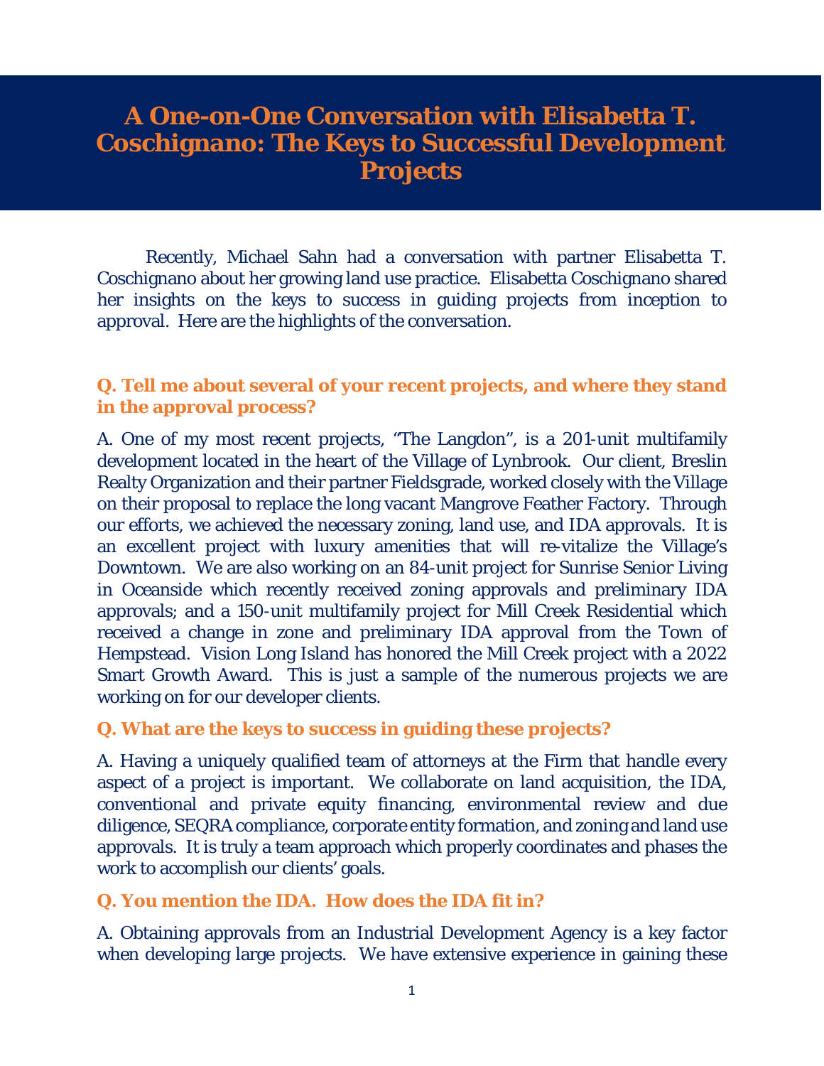# A One-on-One Conversation with Elisabetta T. Coschignano: The Keys to Successful Development Projects

Recently, Michael Sahn had a conversation with partner Elisabetta T. Coschignano about her growing land use practice. Elisabetta Coschignano shared her insights on the keys to success in guiding projects from inception to approval. Here are the highlights of the conversation.

**Q. Tell me about several of your recent projects, and where they stand in the approval process?**

A. One of my most recent projects, "The Langdon", is a 201-unit multifamily development located in the heart of the Village of Lynbrook. Our client, Breslin Realty Organization and their partner Fieldsgrade, worked closely with the Village on their proposal to replace the long vacant Mangrove Feather Factory. Through our efforts, we achieved the necessary zoning, land use, and IDA approvals. It is an excellent project with luxury amenities that will re-vitalize the Village's Downtown. We are also working on an 84-unit project for Sunrise Senior Living in Oceanside which recently received zoning approvals and preliminary IDA approvals; and a 150-unit multifamily project for Mill Creek Residential which received a change in zone and preliminary IDA approval from the Town of Hempstead. Vision Long Island has honored the Mill Creek project with a 2022 Smart Growth Award. This is just a sample of the numerous projects we are working on for our developer clients.

**Q. What are the keys to success in guiding these projects?**

A. Having a uniquely qualified team of attorneys at the Firm that handle every aspect of a project is important. We collaborate on land acquisition, the IDA, conventional and private equity financing, environmental review and due diligence, SEQRA compliance, corporate entity formation, and zoning and land use approvals. It is truly a team approach which properly coordinates and phases the work to accomplish our clients' goals.

**Q. You mention the IDA. How does the IDA fit in?**

A. Obtaining approvals from an Industrial Development Agency is a key factor when developing large projects. We have extensive experience in gaining these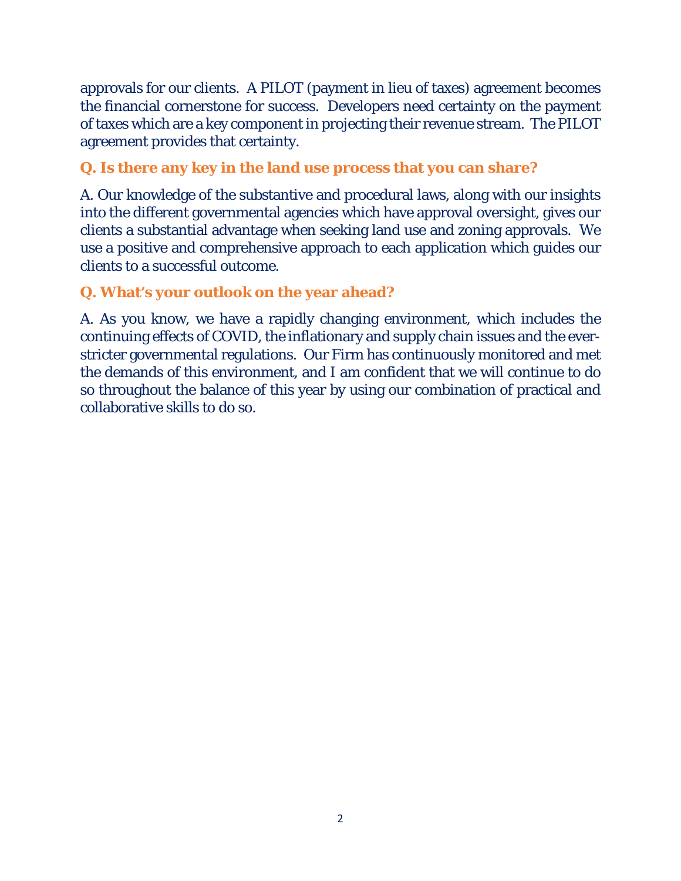approvals for our clients. A PILOT (payment in lieu of taxes) agreement becomes the financial cornerstone for success. Developers need certainty on the payment of taxes which are a key component in projecting their revenue stream. The PILOT agreement provides that certainty.

**Q. Is there any key in the land use process that you can share?**

A. Our knowledge of the substantive and procedural laws, along with our insights into the different governmental agencies which have approval oversight, gives our clients a substantial advantage when seeking land use and zoning approvals. We use a positive and comprehensive approach to each application which guides our clients to a successful outcome.

**Q. What's your outlook on the year ahead?**

A. As you know, we have a rapidly changing environment, which includes the continuing effects of COVID, the inflationary and supply chain issues and the ever-stricter governmental regulations. Our Firm has continuously monitored and met the demands of this environment, and I am confident that we will continue to do so throughout the balance of this year by using our combination of practical and collaborative skills to do so.